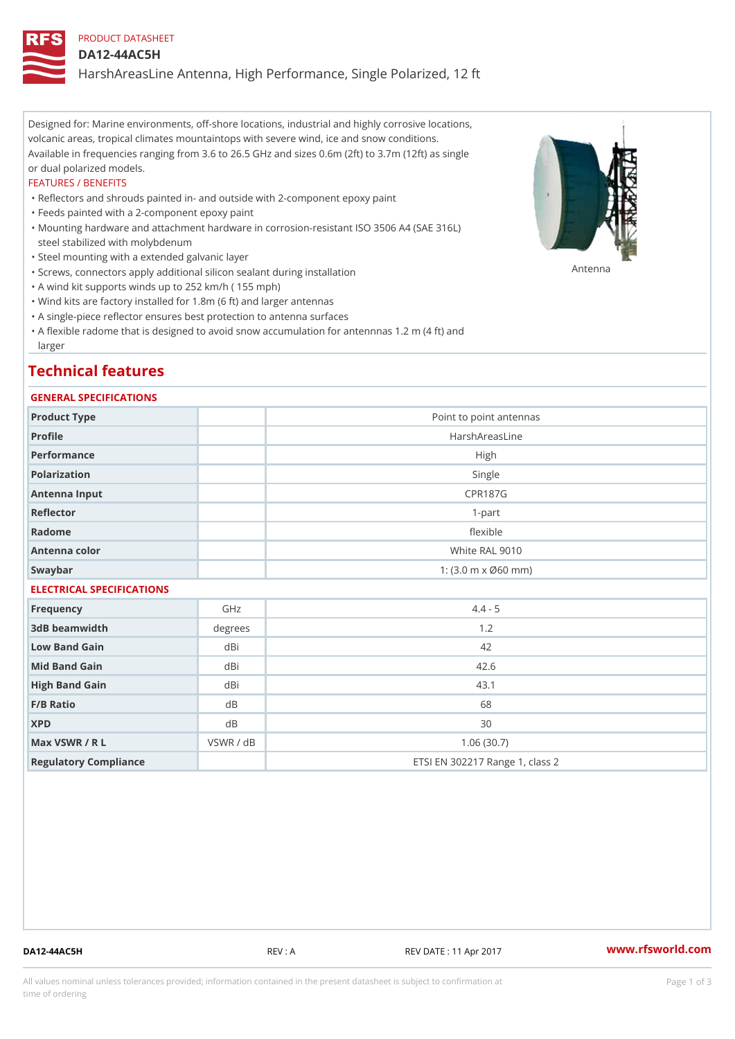PRODUCT DATASHEET

# DA12-44AC5H

## HarshAreasLine Antenna, High Performance, Single Polarized, 12 ft

Designed for: Marine environments, off-shore locations, industrial and highly corrosive locations, volcanic areas, tropical climates mountaintops with severe wind, ice and snow conditions. Available in frequencies ranging from 3.6 to 26.5 GHz and sizes 0.6m (2ft) to 3.7m (12ft) as single or dual polarized models.

FEATURES / BENEFITS

- Reflectors and shrouds painted in- and outside with 2-component epoxy paint
- Feeds painted with a 2-component epoxy paint
- Mounting hardware and attachment hardware in corrosion-resistant ISO 3506 A4 (SAE 316L) steel stabilized with molybdenum
- Steel mounting with a extended galvanic layer
- Screws, connectors apply additional silicon sealant during installation
- A wind kit supports winds up to 252 km/h ( 155 mph)
- Wind kits are factory installed for 1.8m (6 ft) and larger antennas
- A single-piece reflector ensures best protection to antenna surfaces
- A flexible radome that is designed to avoid snow accumulation for antennnas 1.2 m (4 ft) and larger

Antenna

## Technical features

### GENERAL SPECIFICATIONS

| | | |
|---|---|---|
| Product Type | | Point to point antennas |
| Profile | | HarshAreasLine |
| Performance | | High |
| Polarization | | Single |
| Antenna Input | | CPR187G |
| Reflector | | 1-part |
| Radome | | flexible |
| Antenna color | | White RAL 9010 |
| Swaybar | | 1: (3.0 m x Ø60 mm) |

### ELECTRICAL SPECIFICATIONS

| | | |
|---|---|---|
| Frequency | GHz | 4.4 - 5 |
| 3dB beamwidth | degrees | 1.2 |
| Low Band Gain | dBi | 42 |
| Mid Band Gain | dBi | 42.6 |
| High Band Gain | dBi | 43.1 |
| F/B Ratio | dB | 68 |
| XPD | dB | 30 |
| Max VSWR / R L | VSWR / dB | 1.06 (30.7) |
| Regulatory Compliance | | ETSI EN 302217 Range 1, class 2 |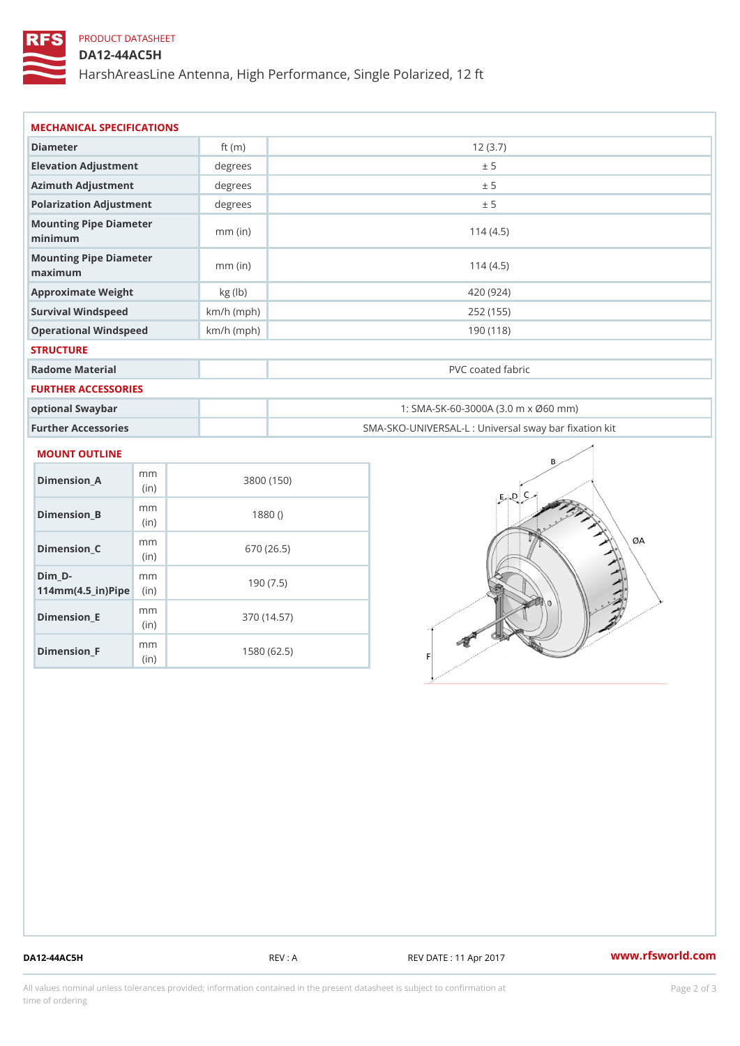PRODUCT DATASHEET

# DA12-44AC5H

HarshAreasLine Antenna, High Performance, Single Polarized, 12 ft

## MECHANICAL SPECIFICATIONS

| | | |
|---|---|---|
| Diameter | ft (m) | 12 (3.7) |
| Elevation Adjustment | degrees | ± 5 |
| Azimuth Adjustment | degrees | ± 5 |
| Polarization Adjustment | degrees | ± 5 |
| Mounting Pipe Diameter minimum | mm (in) | 114 (4.5) |
| Mounting Pipe Diameter maximum | mm (in) | 114 (4.5) |
| Approximate Weight | kg (lb) | 420 (924) |
| Survival Windspeed | km/h (mph) | 252 (155) |
| Operational Windspeed | km/h (mph) | 190 (118) |

## STRUCTURE

| | | |
|---|---|---|
| Radome Material | | PVC coated fabric |

## FURTHER ACCESSORIES

| | | |
|---|---|---|
| optional Swaybar | | 1: SMA-SK-60-3000A (3.0 m x Ø60 mm) |
| Further Accessories | | SMA-SKO-UNIVERSAL-L : Universal sway bar fixation kit |

## MOUNT OUTLINE

| | | |
|---|---|---|
| Dimension_A | mm (in) | 3800 (150) |
| Dimension_B | mm (in) | 1880 () |
| Dimension_C | mm (in) | 670 (26.5) |
| Dim_D-114mm(4.5_in)Pipe | mm (in) | 190 (7.5) |
| Dimension_E | mm (in) | 370 (14.57) |
| Dimension_F | mm (in) | 1580 (62.5) |

DA12-44AC5H REV : A REV DATE : 11 Apr 2017 www.rfsworld.com

All values nominal unless tolerances provided; information contained in the present datasheet is subject to confirmation at time of ordering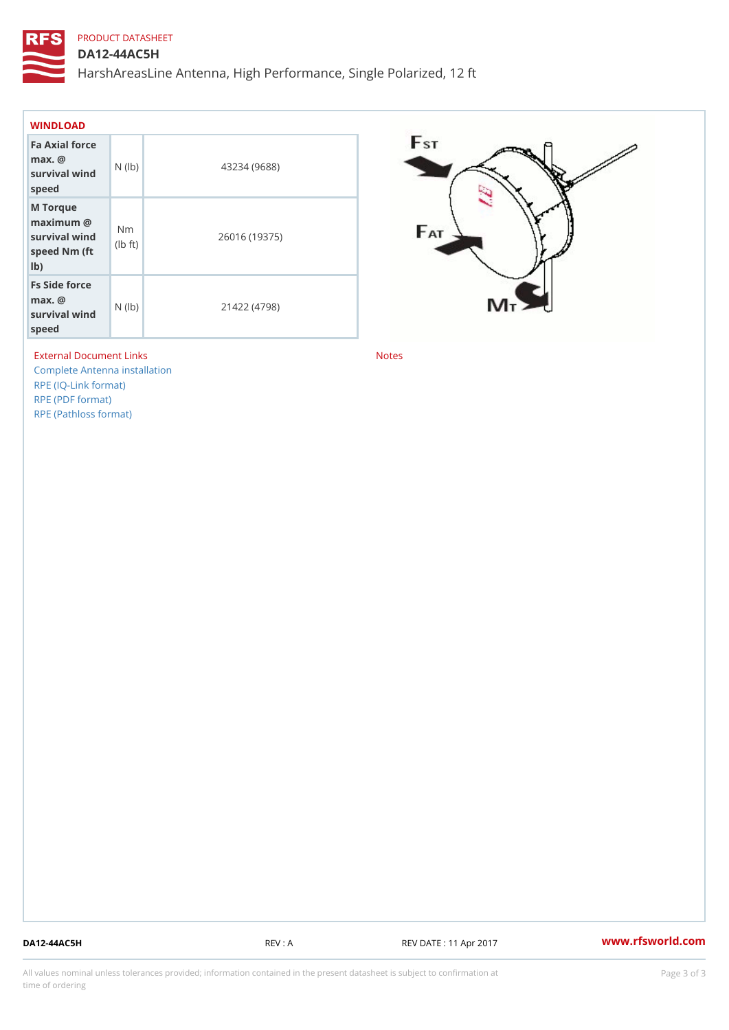PRODUCT DATASHEET

# DA12-44AC5H

HarshAreasLine Antenna, High Performance, Single Polarized, 12 ft

## WINDLOAD

| | | |
|---|---|---|
| Fa Axial force max. @ survival wind speed | N (lb) | 43234 (9688) |
| M Torque maximum @ survival wind speed Nm (ft lb) | Nm (lb ft) | 26016 (19375) |
| Fs Side force max. @ survival wind speed | N (lb) | 21422 (4798) |

FST

FAT

MT

External Document Links

Complete Antenna installation

RPE (IQ-Link format)

RPE (PDF format)

RPE (Pathloss format)

Notes

DA12-44AC5H REV : A REV DATE : 11 Apr 2017 www.rfsworld.com

All values nominal unless tolerances provided; information contained in the present datasheet is subject to confirmation at time of ordering